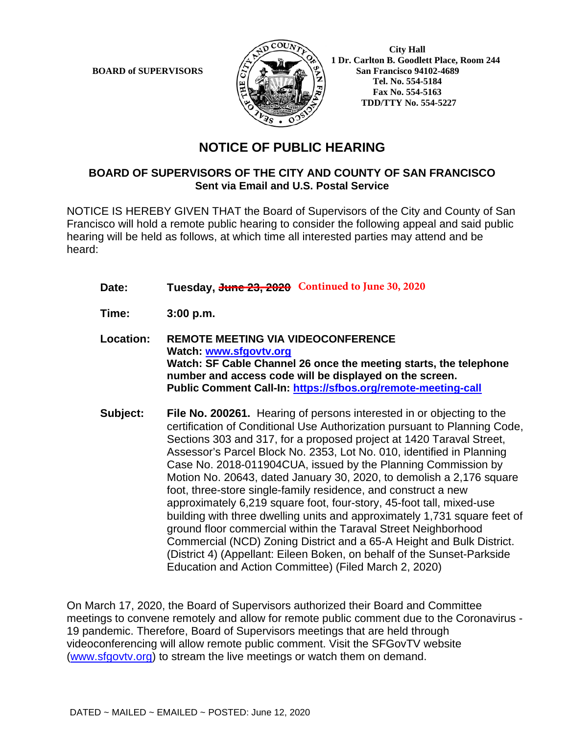BOARD of SUPERVISORS

City Hall
1 Dr. Carlton B. Goodlett Place, Room 244
San Francisco 94102-4689
Tel. No. 554-5184
Fax No. 554-5163
TDD/TTY No. 554-5227

# NOTICE OF PUBLIC HEARING

## BOARD OF SUPERVISORS OF THE CITY AND COUNTY OF SAN FRANCISCO

**Sent via Email and U.S. Postal Service**

NOTICE IS HEREBY GIVEN THAT the Board of Supervisors of the City and County of San Francisco will hold a remote public hearing to consider the following appeal and said public hearing will be held as follows, at which time all interested parties may attend and be heard:

**Date:** **Tuesday, ~~June 23, 2020~~** Continued to June 30, 2020

**Time:** **3:00 p.m.**

**Location:** **REMOTE MEETING VIA VIDEOCONFERENCE**
**Watch: www.sfgovtv.org**
**Watch: SF Cable Channel 26 once the meeting starts, the telephone number and access code will be displayed on the screen.**
**Public Comment Call-In: https://sfbos.org/remote-meeting-call**

**Subject:** **File No. 200261.** Hearing of persons interested in or objecting to the certification of Conditional Use Authorization pursuant to Planning Code, Sections 303 and 317, for a proposed project at 1420 Taraval Street, Assessor's Parcel Block No. 2353, Lot No. 010, identified in Planning Case No. 2018-011904CUA, issued by the Planning Commission by Motion No. 20643, dated January 30, 2020, to demolish a 2,176 square foot, three-store single-family residence, and construct a new approximately 6,219 square foot, four-story, 45-foot tall, mixed-use building with three dwelling units and approximately 1,731 square feet of ground floor commercial within the Taraval Street Neighborhood Commercial (NCD) Zoning District and a 65-A Height and Bulk District. (District 4) (Appellant: Eileen Boken, on behalf of the Sunset-Parkside Education and Action Committee) (Filed March 2, 2020)

On March 17, 2020, the Board of Supervisors authorized their Board and Committee meetings to convene remotely and allow for remote public comment due to the Coronavirus - 19 pandemic. Therefore, Board of Supervisors meetings that are held through videoconferencing will allow remote public comment. Visit the SFGovTV website (www.sfgovtv.org) to stream the live meetings or watch them on demand.

DATED ~ MAILED ~ EMAILED ~ POSTED: June 12, 2020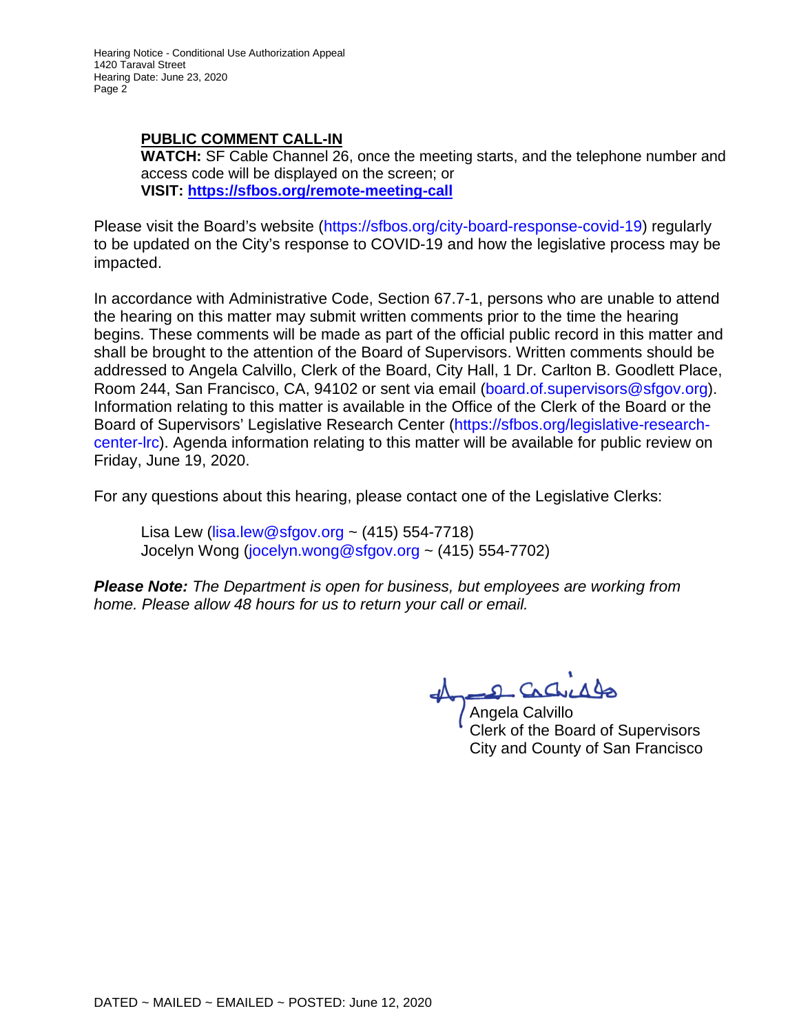**PUBLIC COMMENT CALL-IN**
**WATCH:** SF Cable Channel 26, once the meeting starts, and the telephone number and access code will be displayed on the screen; or
**VISIT: https://sfbos.org/remote-meeting-call**

Please visit the Board's website (https://sfbos.org/city-board-response-covid-19) regularly to be updated on the City's response to COVID-19 and how the legislative process may be impacted.

In accordance with Administrative Code, Section 67.7-1, persons who are unable to attend the hearing on this matter may submit written comments prior to the time the hearing begins. These comments will be made as part of the official public record in this matter and shall be brought to the attention of the Board of Supervisors. Written comments should be addressed to Angela Calvillo, Clerk of the Board, City Hall, 1 Dr. Carlton B. Goodlett Place, Room 244, San Francisco, CA, 94102 or sent via email (board.of.supervisors@sfgov.org). Information relating to this matter is available in the Office of the Clerk of the Board or the Board of Supervisors' Legislative Research Center (https://sfbos.org/legislative-research-center-lrc). Agenda information relating to this matter will be available for public review on Friday, June 19, 2020.

For any questions about this hearing, please contact one of the Legislative Clerks:

Lisa Lew (lisa.lew@sfgov.org ~ (415) 554-7718)
Jocelyn Wong (jocelyn.wong@sfgov.org ~ (415) 554-7702)

***Please Note:*** *The Department is open for business, but employees are working from home. Please allow 48 hours for us to return your call or email.*

Angela Calvillo
Clerk of the Board of Supervisors
City and County of San Francisco

DATED ~ MAILED ~ EMAILED ~ POSTED: June 12, 2020